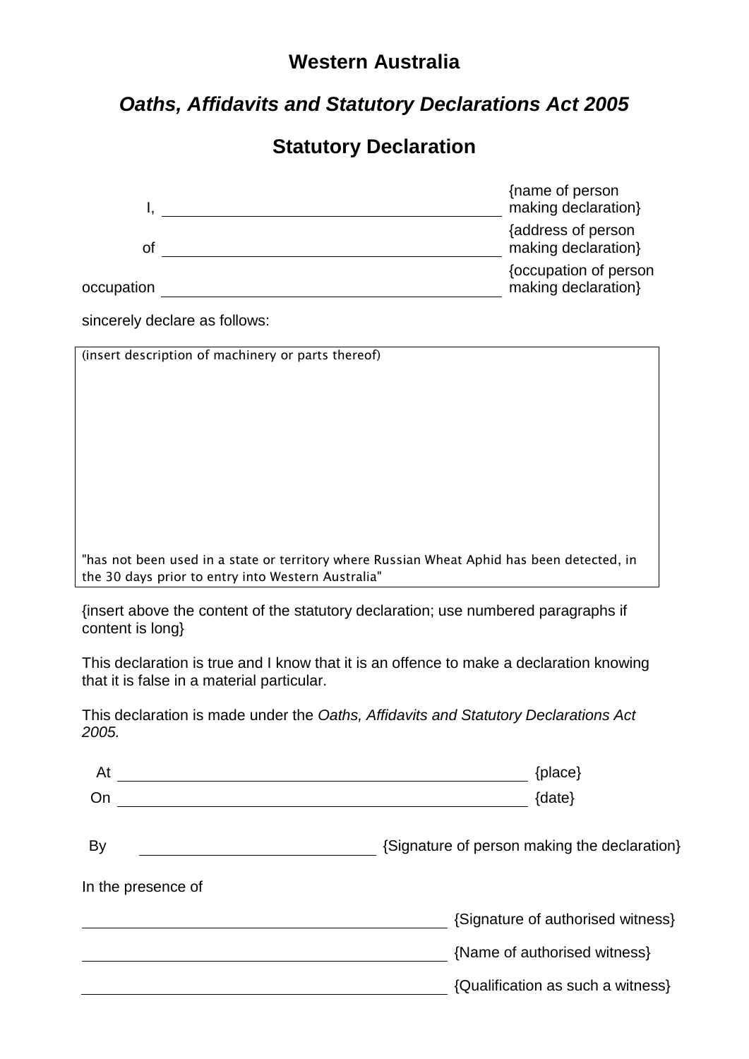# Western Australia

## *Oaths, Affidavits and Statutory Declarations Act 2005*

## Statutory Declaration

I, \_\_\_\_\_\_\_\_\_\_\_\_\_\_\_\_\_\_\_\_\_\_\_\_\_\_\_\_\_\_\_\_\_\_\_\_\_\_\_\_ {name of person making declaration}

of \_\_\_\_\_\_\_\_\_\_\_\_\_\_\_\_\_\_\_\_\_\_\_\_\_\_\_\_\_\_\_\_\_\_\_\_\_\_\_\_ {address of person making declaration}

occupation \_\_\_\_\_\_\_\_\_\_\_\_\_\_\_\_\_\_\_\_\_\_\_\_\_\_\_\_\_\_\_\_\_\_\_\_\_\_\_\_ {occupation of person making declaration}

sincerely declare as follows:

(insert description of machinery or parts thereof)

"has not been used in a state or territory where Russian Wheat Aphid has been detected, in the 30 days prior to entry into Western Australia"

{insert above the content of the statutory declaration; use numbered paragraphs if content is long}

This declaration is true and I know that it is an offence to make a declaration knowing that it is false in a material particular.

This declaration is made under the *Oaths, Affidavits and Statutory Declarations Act 2005.*

At \_\_\_\_\_\_\_\_\_\_\_\_\_\_\_\_\_\_\_\_\_\_\_\_\_\_\_\_\_\_\_\_\_\_\_\_\_\_\_\_ {place}

On \_\_\_\_\_\_\_\_\_\_\_\_\_\_\_\_\_\_\_\_\_\_\_\_\_\_\_\_\_\_\_\_\_\_\_\_\_\_\_\_ {date}

By \_\_\_\_\_\_\_\_\_\_\_\_\_\_\_\_\_\_\_\_\_\_\_\_\_\_\_\_ {Signature of person making the declaration}

In the presence of

\_\_\_\_\_\_\_\_\_\_\_\_\_\_\_\_\_\_\_\_\_\_\_\_\_\_\_\_\_\_\_\_\_\_\_\_\_\_\_\_ {Signature of authorised witness}

\_\_\_\_\_\_\_\_\_\_\_\_\_\_\_\_\_\_\_\_\_\_\_\_\_\_\_\_\_\_\_\_\_\_\_\_\_\_\_\_ {Name of authorised witness}

\_\_\_\_\_\_\_\_\_\_\_\_\_\_\_\_\_\_\_\_\_\_\_\_\_\_\_\_\_\_\_\_\_\_\_\_\_\_\_\_ {Qualification as such a witness}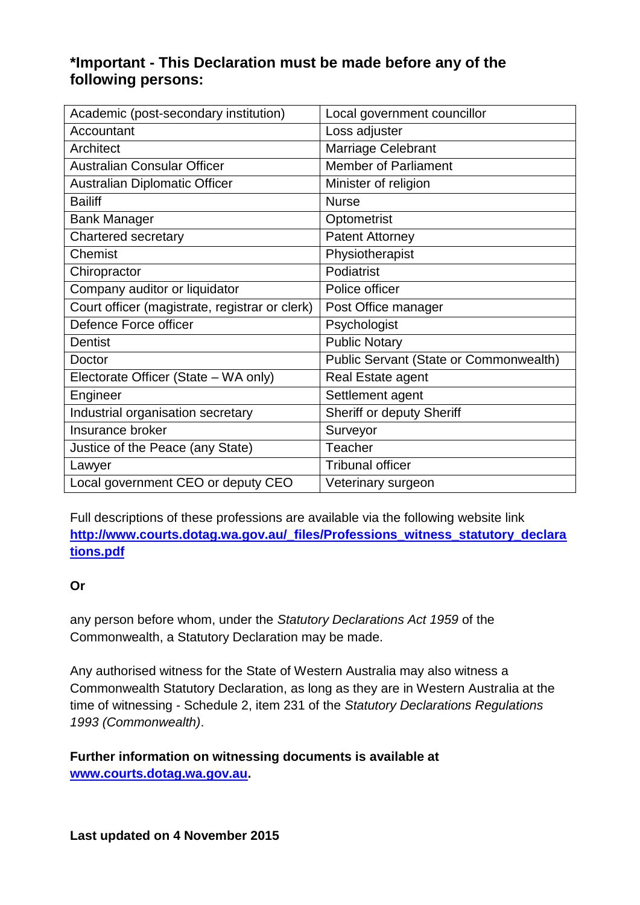## *Important - This Declaration must be made before any of the following persons:

| | |
|---|---|
| Academic (post-secondary institution) | Local government councillor |
| Accountant | Loss adjuster |
| Architect | Marriage Celebrant |
| Australian Consular Officer | Member of Parliament |
| Australian Diplomatic Officer | Minister of religion |
| Bailiff | Nurse |
| Bank Manager | Optometrist |
| Chartered secretary | Patent Attorney |
| Chemist | Physiotherapist |
| Chiropractor | Podiatrist |
| Company auditor or liquidator | Police officer |
| Court officer (magistrate, registrar or clerk) | Post Office manager |
| Defence Force officer | Psychologist |
| Dentist | Public Notary |
| Doctor | Public Servant (State or Commonwealth) |
| Electorate Officer (State – WA only) | Real Estate agent |
| Engineer | Settlement agent |
| Industrial organisation secretary | Sheriff or deputy Sheriff |
| Insurance broker | Surveyor |
| Justice of the Peace (any State) | Teacher |
| Lawyer | Tribunal officer |
| Local government CEO or deputy CEO | Veterinary surgeon |

Full descriptions of these professions are available via the following website link **http://www.courts.dotag.wa.gov.au/_files/Professions_witness_statutory_declarations.pdf**

**Or**

any person before whom, under the *Statutory Declarations Act 1959* of the Commonwealth, a Statutory Declaration may be made.

Any authorised witness for the State of Western Australia may also witness a Commonwealth Statutory Declaration, as long as they are in Western Australia at the time of witnessing - Schedule 2, item 231 of the *Statutory Declarations Regulations 1993 (Commonwealth)*.

**Further information on witnessing documents is available at www.courts.dotag.wa.gov.au.**

**Last updated on 4 November 2015**